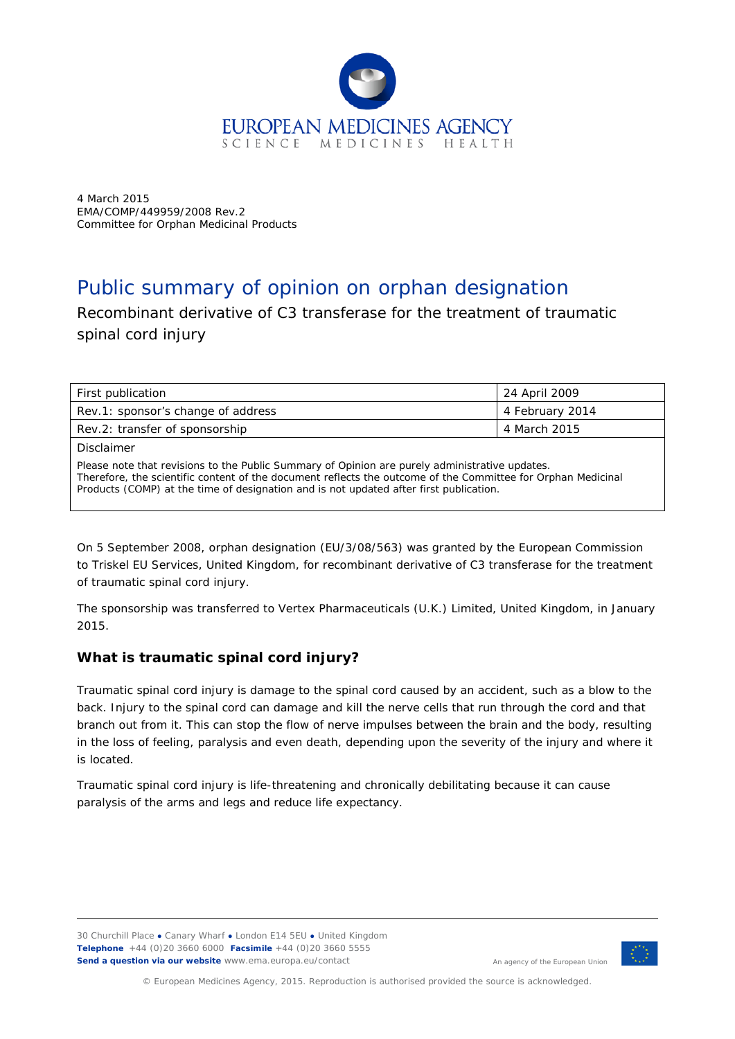EUROPEAN MEDICINES AGENCY
SCIENCE MEDICINES HEALTH

4 March 2015
EMA/COMP/449959/2008 Rev.2
Committee for Orphan Medicinal Products

# Public summary of opinion on orphan designation

Recombinant derivative of C3 transferase for the treatment of traumatic spinal cord injury

| First publication | 24 April 2009 |
|---|---|
| Rev.1: sponsor's change of address | 4 February 2014 |
| Rev.2: transfer of sponsorship | 4 March 2015 |
| Disclaimer | |
| Please note that revisions to the Public Summary of Opinion are purely administrative updates. Therefore, the scientific content of the document reflects the outcome of the Committee for Orphan Medicinal Products (COMP) at the time of designation and is not updated after first publication. | |

On 5 September 2008, orphan designation (EU/3/08/563) was granted by the European Commission to Triskel EU Services, United Kingdom, for recombinant derivative of C3 transferase for the treatment of traumatic spinal cord injury.

The sponsorship was transferred to Vertex Pharmaceuticals (U.K.) Limited, United Kingdom, in January 2015.

## What is traumatic spinal cord injury?

Traumatic spinal cord injury is damage to the spinal cord caused by an accident, such as a blow to the back. Injury to the spinal cord can damage and kill the nerve cells that run through the cord and that branch out from it. This can stop the flow of nerve impulses between the brain and the body, resulting in the loss of feeling, paralysis and even death, depending upon the severity of the injury and where it is located.

Traumatic spinal cord injury is life-threatening and chronically debilitating because it can cause paralysis of the arms and legs and reduce life expectancy.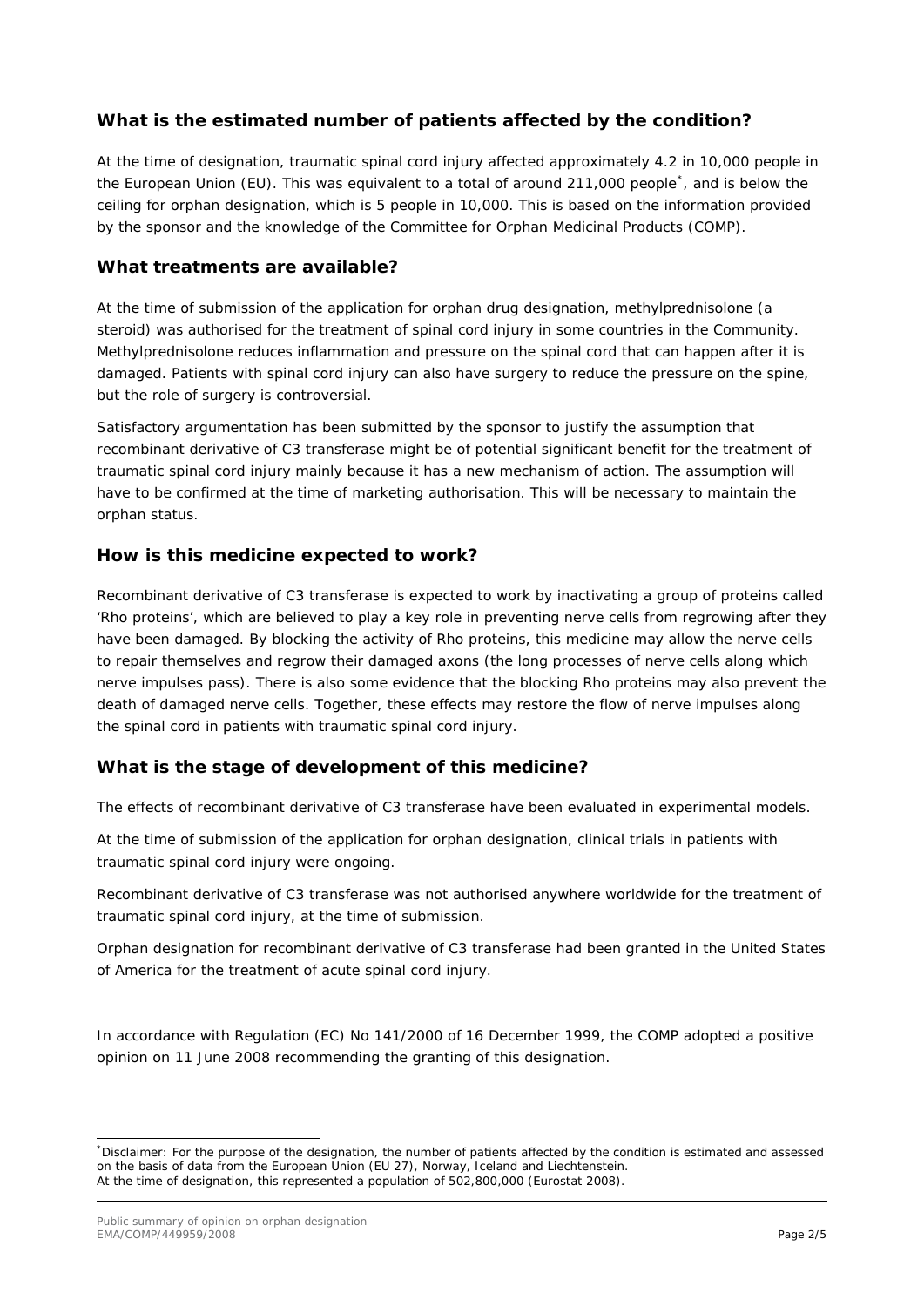## What is the estimated number of patients affected by the condition?

At the time of designation, traumatic spinal cord injury affected approximately 4.2 in 10,000 people in the European Union (EU). This was equivalent to a total of around 211,000 people*, and is below the ceiling for orphan designation, which is 5 people in 10,000. This is based on the information provided by the sponsor and the knowledge of the Committee for Orphan Medicinal Products (COMP).

## What treatments are available?

At the time of submission of the application for orphan drug designation, methylprednisolone (a steroid) was authorised for the treatment of spinal cord injury in some countries in the Community. Methylprednisolone reduces inflammation and pressure on the spinal cord that can happen after it is damaged. Patients with spinal cord injury can also have surgery to reduce the pressure on the spine, but the role of surgery is controversial.

Satisfactory argumentation has been submitted by the sponsor to justify the assumption that recombinant derivative of C3 transferase might be of potential significant benefit for the treatment of traumatic spinal cord injury mainly because it has a new mechanism of action. The assumption will have to be confirmed at the time of marketing authorisation. This will be necessary to maintain the orphan status.

## How is this medicine expected to work?

Recombinant derivative of C3 transferase is expected to work by inactivating a group of proteins called 'Rho proteins', which are believed to play a key role in preventing nerve cells from regrowing after they have been damaged. By blocking the activity of Rho proteins, this medicine may allow the nerve cells to repair themselves and regrow their damaged axons (the long processes of nerve cells along which nerve impulses pass). There is also some evidence that the blocking Rho proteins may also prevent the death of damaged nerve cells. Together, these effects may restore the flow of nerve impulses along the spinal cord in patients with traumatic spinal cord injury.

## What is the stage of development of this medicine?

The effects of recombinant derivative of C3 transferase have been evaluated in experimental models.

At the time of submission of the application for orphan designation, clinical trials in patients with traumatic spinal cord injury were ongoing.

Recombinant derivative of C3 transferase was not authorised anywhere worldwide for the treatment of traumatic spinal cord injury, at the time of submission.

Orphan designation for recombinant derivative of C3 transferase had been granted in the United States of America for the treatment of acute spinal cord injury.

In accordance with Regulation (EC) No 141/2000 of 16 December 1999, the COMP adopted a positive opinion on 11 June 2008 recommending the granting of this designation.

---

*Disclaimer: For the purpose of the designation, the number of patients affected by the condition is estimated and assessed on the basis of data from the European Union (EU 27), Norway, Iceland and Liechtenstein.
At the time of designation, this represented a population of 502,800,000 (Eurostat 2008).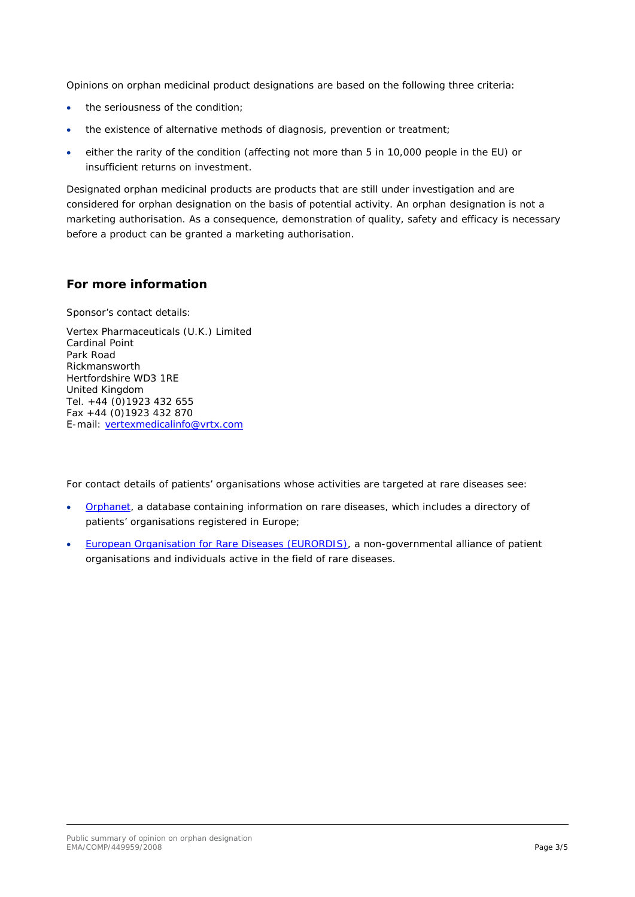Opinions on orphan medicinal product designations are based on the following three criteria:

- the seriousness of the condition;
- the existence of alternative methods of diagnosis, prevention or treatment;
- either the rarity of the condition (affecting not more than 5 in 10,000 people in the EU) or insufficient returns on investment.

Designated orphan medicinal products are products that are still under investigation and are considered for orphan designation on the basis of potential activity. An orphan designation is not a marketing authorisation. As a consequence, demonstration of quality, safety and efficacy is necessary before a product can be granted a marketing authorisation.

## For more information

Sponsor's contact details:

Vertex Pharmaceuticals (U.K.) Limited
Cardinal Point
Park Road
Rickmansworth
Hertfordshire WD3 1RE
United Kingdom
Tel. +44 (0)1923 432 655
Fax +44 (0)1923 432 870
E-mail: vertexmedicalinfo@vrtx.com

For contact details of patients' organisations whose activities are targeted at rare diseases see:

- Orphanet, a database containing information on rare diseases, which includes a directory of patients' organisations registered in Europe;
- European Organisation for Rare Diseases (EURORDIS), a non-governmental alliance of patient organisations and individuals active in the field of rare diseases.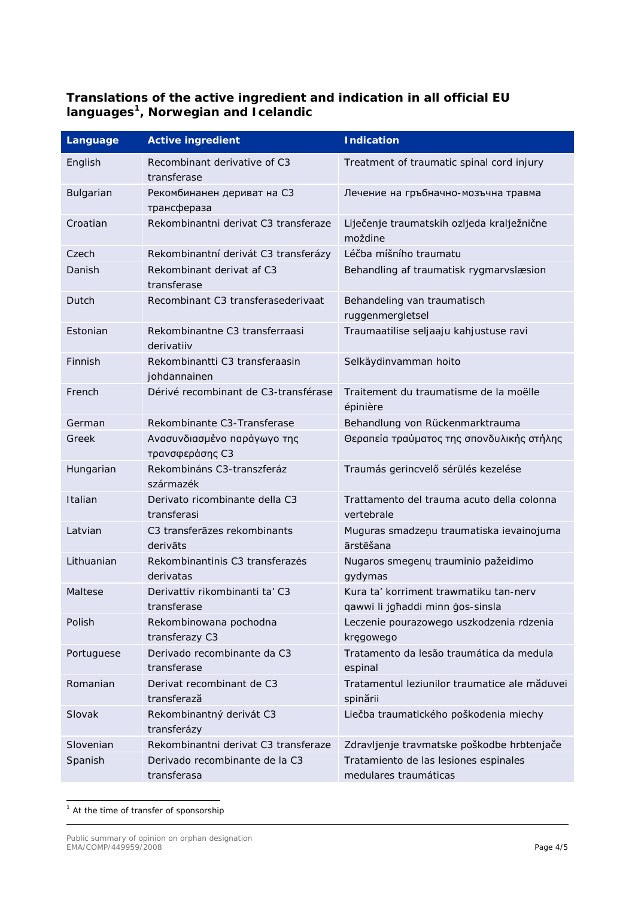### Translations of the active ingredient and indication in all official EU languages[1], Norwegian and Icelandic

| Language | Active ingredient | Indication |
|---|---|---|
| English | Recombinant derivative of C3 transferase | Treatment of traumatic spinal cord injury |
| Bulgarian | Рекомбинанен дериват на C3 трансфераза | Лечение на гръбначно-мозъчна травма |
| Croatian | Rekombinantni derivat C3 transferaze | Liječenje traumatskih ozljeda kralježnične moždine |
| Czech | Rekombinantní derivát C3 transferázy | Léčba míšního traumatu |
| Danish | Rekombinant derivat af C3 transferase | Behandling af traumatisk rygmarvslæsion |
| Dutch | Recombinant C3 transferasederivaat | Behandeling van traumatisch ruggenmergletsel |
| Estonian | Rekombinantne C3 transferraasi derivatiiv | Traumaatilise seljaaju kahjustuse ravi |
| Finnish | Rekombinantti C3 transferaasin johdannainen | Selkäydinvamman hoito |
| French | Dérivé recombinant de C3-transférase | Traitement du traumatisme de la moëlle épinière |
| German | Rekombinante C3-Transferase | Behandlung von Rückenmarktrauma |
| Greek | Ανασυνδιασμένο παράγωγο της τρανσφεράσης C3 | Θεραπεία τραύματος της σπονδυλικής στήλης |
| Hungarian | Rekombináns C3-transzferáz származék | Traumás gerincvelő sérülés kezelése |
| Italian | Derivato ricombinante della C3 transferasi | Trattamento del trauma acuto della colonna vertebrale |
| Latvian | C3 transferāzes rekombinants derivāts | Muguras smadzeņu traumatiska ievainojuma ārstēšana |
| Lithuanian | Rekombinantinis C3 transferazės derivatas | Nugaros smegenų trauminio pažeidimo gydymas |
| Maltese | Derivattiv rikombinanti ta' C3 transferase | Kura ta' korriment trawmatiku tan-nerv qawwi li jgħaddi minn ġos-sinsla |
| Polish | Rekombinowana pochodna transferazy C3 | Leczenie pourazowego uszkodzenia rdzenia kręgowego |
| Portuguese | Derivado recombinante da C3 transferase | Tratamento da lesão traumática da medula espinal |
| Romanian | Derivat recombinant de C3 transferază | Tratamentul leziunilor traumatice ale măduvei spinării |
| Slovak | Rekombinantný derivát C3 transferázy | Liečba traumatického poškodenia miechy |
| Slovenian | Rekombinantni derivat C3 transferaze | Zdravljenje travmatske poškodbe hrbtenjače |
| Spanish | Derivado recombinante de la C3 transferasa | Tratamiento de las lesiones espinales medulares traumáticas |

[1] At the time of transfer of sponsorship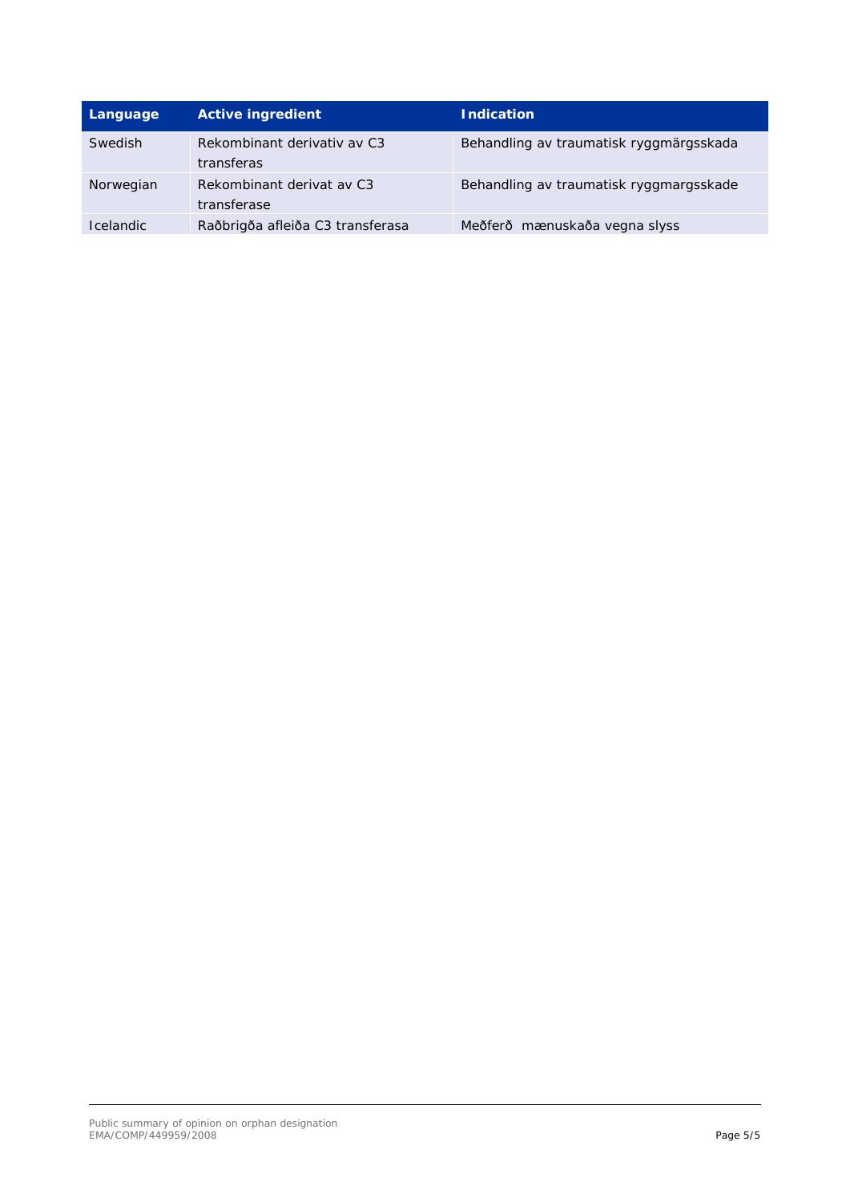| Language | Active ingredient | Indication |
|---|---|---|
| Swedish | Rekombinant derivativ av C3 transferas | Behandling av traumatisk ryggmärgsskada |
| Norwegian | Rekombinant derivat av C3 transferase | Behandling av traumatisk ryggmargsskade |
| Icelandic | Raðbrigða afleiða C3 transferasa | Meðferð  mænuskaða vegna slyss |